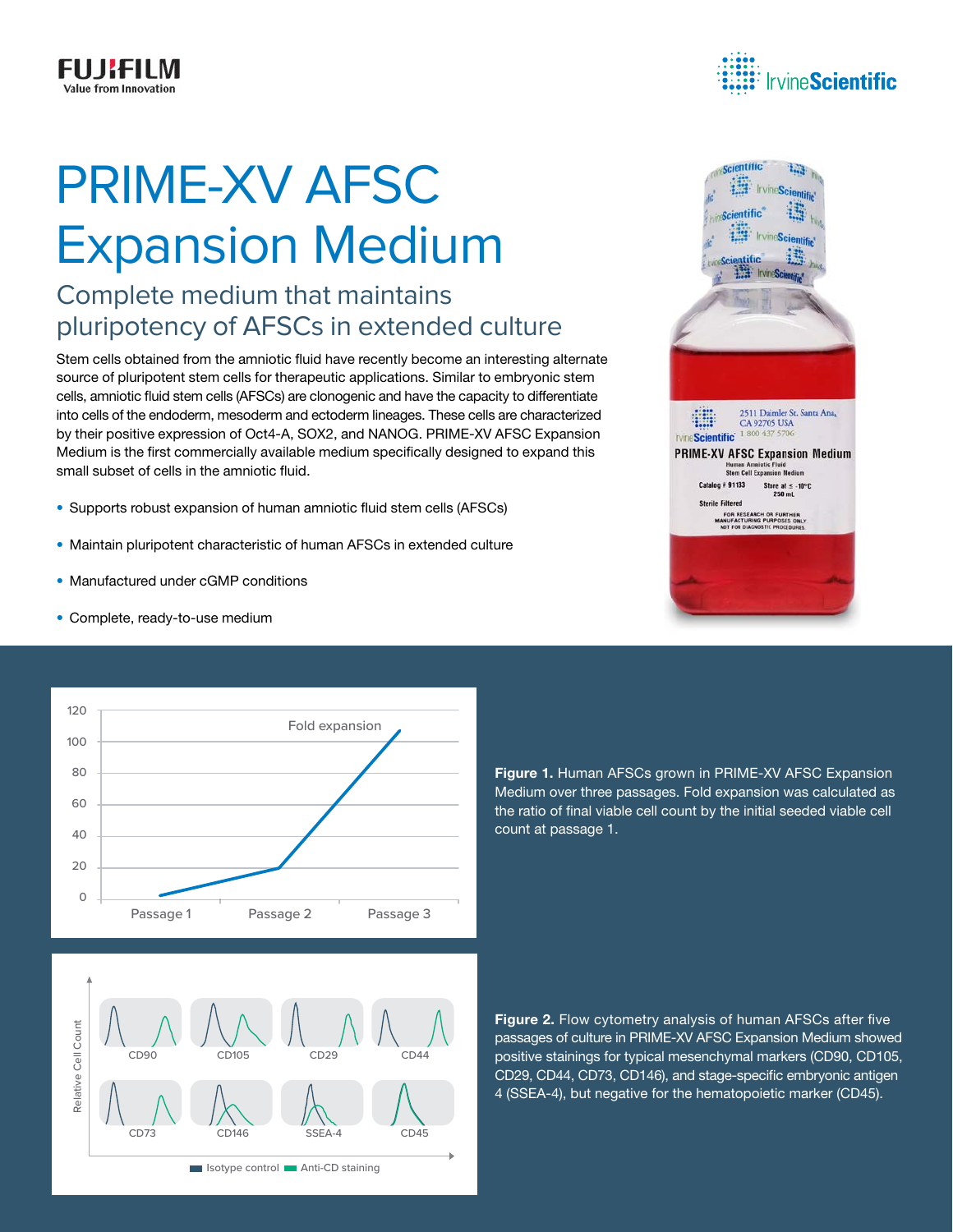# PRIME-XV AFSC Expansion Medium

## Complete medium that maintains pluripotency of AFSCs in extended culture

Stem cells obtained from the amniotic fluid have recently become an interesting alternate source of pluripotent stem cells for therapeutic applications. Similar to embryonic stem cells, amniotic fluid stem cells (AFSCs) are clonogenic and have the capacity to differentiate into cells of the endoderm, mesoderm and ectoderm lineages. These cells are characterized by their positive expression of Oct4-A, SOX2, and NANOG. PRIME-XV AFSC Expansion Medium is the first commercially available medium specifically designed to expand this small subset of cells in the amniotic fluid.

- Supports robust expansion of human amniotic fluid stem cells (AFSCs)
- Maintain pluripotent characteristic of human AFSCs in extended culture
- Manufactured under cGMP conditions
- Complete, ready-to-use medium

**Figure 1.** Human AFSCs grown in PRIME-XV AFSC Expansion Medium over three passages. Fold expansion was calculated as the ratio of final viable cell count by the initial seeded viable cell count at passage 1.

**Figure 2.** Flow cytometry analysis of human AFSCs after five passages of culture in PRIME-XV AFSC Expansion Medium showed positive stainings for typical mesenchymal markers (CD90, CD105, CD29, CD44, CD73, CD146), and stage-specific embryonic antigen 4 (SSEA-4), but negative for the hematopoietic marker (CD45).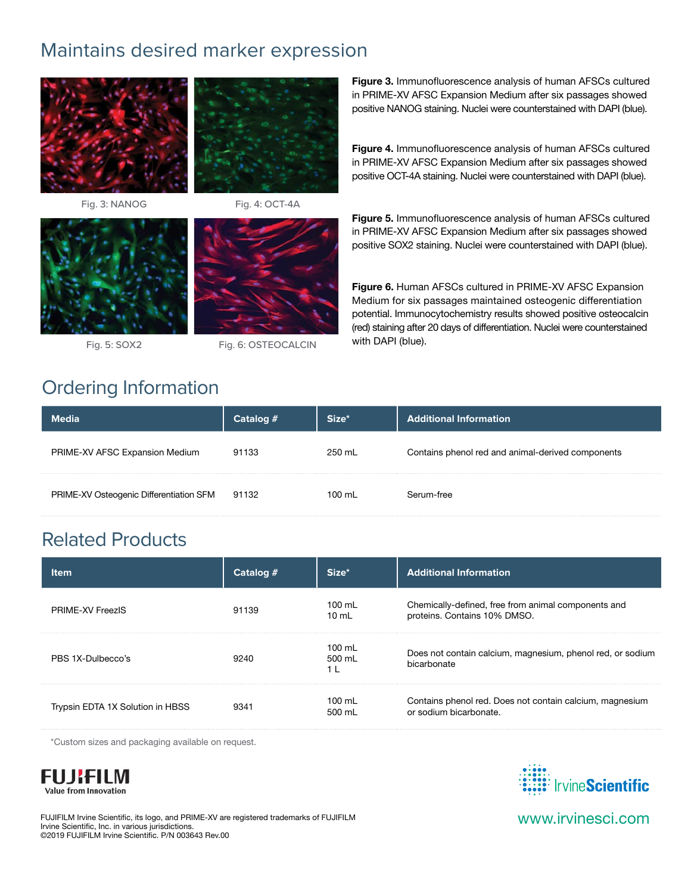## Maintains desired marker expression

Fig. 3: NANOG

Fig. 4: OCT-4A

Fig. 5: SOX2

Fig. 6: OSTEOCALCIN

**Figure 3.** Immunofluorescence analysis of human AFSCs cultured in PRIME-XV AFSC Expansion Medium after six passages showed positive NANOG staining. Nuclei were counterstained with DAPI (blue).

**Figure 4.** Immunofluorescence analysis of human AFSCs cultured in PRIME-XV AFSC Expansion Medium after six passages showed positive OCT-4A staining. Nuclei were counterstained with DAPI (blue).

**Figure 5.** Immunofluorescence analysis of human AFSCs cultured in PRIME-XV AFSC Expansion Medium after six passages showed positive SOX2 staining. Nuclei were counterstained with DAPI (blue).

**Figure 6.** Human AFSCs cultured in PRIME-XV AFSC Expansion Medium for six passages maintained osteogenic differentiation potential. Immunocytochemistry results showed positive osteocalcin (red) staining after 20 days of differentiation. Nuclei were counterstained with DAPI (blue).

## Ordering Information

| Media | Catalog # | Size* | Additional Information |
|---|---|---|---|
| PRIME-XV AFSC Expansion Medium | 91133 | 250 mL | Contains phenol red and animal-derived components |
| PRIME-XV Osteogenic Differentiation SFM | 91132 | 100 mL | Serum-free |

## Related Products

| Item | Catalog # | Size* | Additional Information |
|---|---|---|---|
| PRIME-XV FreezIS | 91139 | 100 mL<br>10 mL | Chemically-defined, free from animal components and proteins. Contains 10% DMSO. |
| PBS 1X-Dulbecco's | 9240 | 100 mL<br>500 mL<br>1 L | Does not contain calcium, magnesium, phenol red, or sodium bicarbonate |
| Trypsin EDTA 1X Solution in HBSS | 9341 | 100 mL<br>500 mL | Contains phenol red. Does not contain calcium, magnesium or sodium bicarbonate. |

*Custom sizes and packaging available on request.

FUJIFILM Value from Innovation

IrvineScientific

www.irvinesci.com

FUJIFILM Irvine Scientific, its logo, and PRIME-XV are registered trademarks of FUJIFILM Irvine Scientific, Inc. in various jurisdictions.
©2019 FUJIFILM Irvine Scientific. P/N 003643 Rev.00